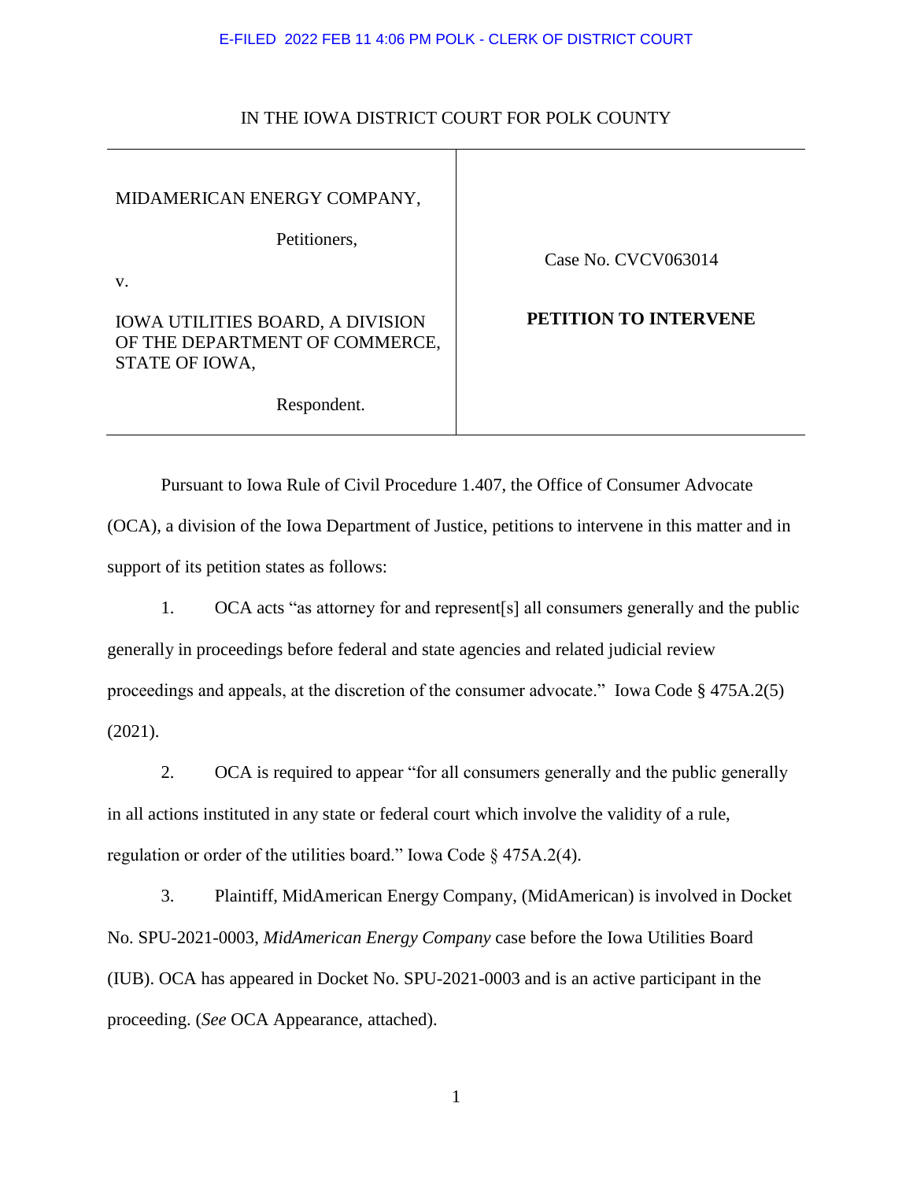E-FILED 2022 FEB 11 4:06 PM POLK - CLERK OF DISTRICT COURT

IN THE IOWA DISTRICT COURT FOR POLK COUNTY

| | |
|---|---|
| MIDAMERICAN ENERGY COMPANY,<br><br>Petitioners,<br><br>v.<br><br>IOWA UTILITIES BOARD, A DIVISION OF THE DEPARTMENT OF COMMERCE, STATE OF IOWA,<br><br>Respondent. | Case No. CVCV063014<br><br>**PETITION TO INTERVENE** |

Pursuant to Iowa Rule of Civil Procedure 1.407, the Office of Consumer Advocate (OCA), a division of the Iowa Department of Justice, petitions to intervene in this matter and in support of its petition states as follows:

1. OCA acts "as attorney for and represent[s] all consumers generally and the public generally in proceedings before federal and state agencies and related judicial review proceedings and appeals, at the discretion of the consumer advocate." Iowa Code § 475A.2(5) (2021).

2. OCA is required to appear "for all consumers generally and the public generally in all actions instituted in any state or federal court which involve the validity of a rule, regulation or order of the utilities board." Iowa Code § 475A.2(4).

3. Plaintiff, MidAmerican Energy Company, (MidAmerican) is involved in Docket No. SPU-2021-0003, *MidAmerican Energy Company* case before the Iowa Utilities Board (IUB). OCA has appeared in Docket No. SPU-2021-0003 and is an active participant in the proceeding. (*See* OCA Appearance, attached).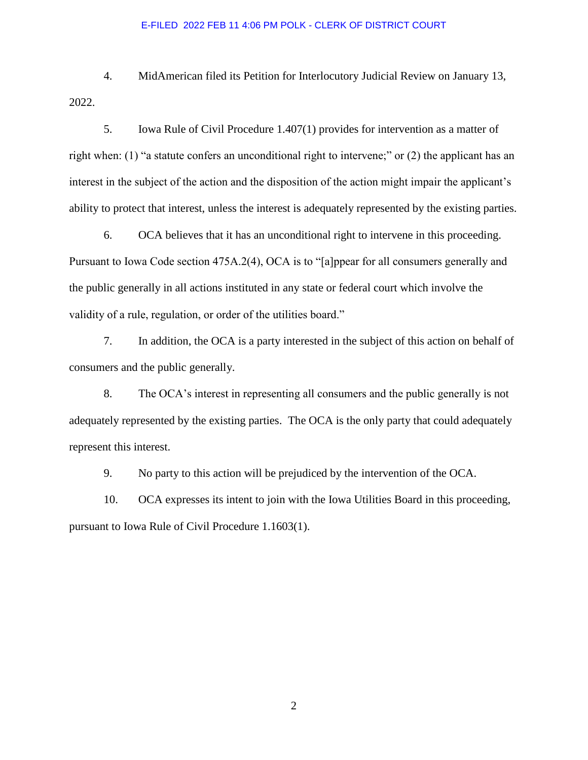4. MidAmerican filed its Petition for Interlocutory Judicial Review on January 13, 2022.

5. Iowa Rule of Civil Procedure 1.407(1) provides for intervention as a matter of right when: (1) "a statute confers an unconditional right to intervene;" or (2) the applicant has an interest in the subject of the action and the disposition of the action might impair the applicant's ability to protect that interest, unless the interest is adequately represented by the existing parties.

6. OCA believes that it has an unconditional right to intervene in this proceeding. Pursuant to Iowa Code section 475A.2(4), OCA is to "[a]ppear for all consumers generally and the public generally in all actions instituted in any state or federal court which involve the validity of a rule, regulation, or order of the utilities board."

7. In addition, the OCA is a party interested in the subject of this action on behalf of consumers and the public generally.

8. The OCA's interest in representing all consumers and the public generally is not adequately represented by the existing parties. The OCA is the only party that could adequately represent this interest.

9. No party to this action will be prejudiced by the intervention of the OCA.

10. OCA expresses its intent to join with the Iowa Utilities Board in this proceeding, pursuant to Iowa Rule of Civil Procedure 1.1603(1).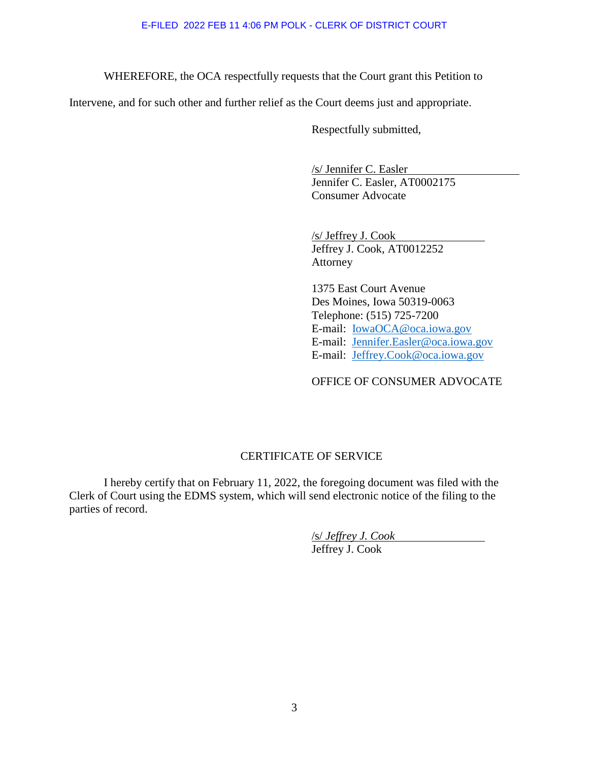WHEREFORE, the OCA respectfully requests that the Court grant this Petition to Intervene, and for such other and further relief as the Court deems just and appropriate.

Respectfully submitted,

/s/ Jennifer C. Easler
Jennifer C. Easler, AT0002175
Consumer Advocate

/s/ Jeffrey J. Cook
Jeffrey J. Cook, AT0012252
Attorney

1375 East Court Avenue
Des Moines, Iowa 50319-0063
Telephone: (515) 725-7200
E-mail: IowaOCA@oca.iowa.gov
E-mail: Jennifer.Easler@oca.iowa.gov
E-mail: Jeffrey.Cook@oca.iowa.gov

OFFICE OF CONSUMER ADVOCATE

## CERTIFICATE OF SERVICE

I hereby certify that on February 11, 2022, the foregoing document was filed with the Clerk of Court using the EDMS system, which will send electronic notice of the filing to the parties of record.

/s/ *Jeffrey J. Cook*
Jeffrey J. Cook